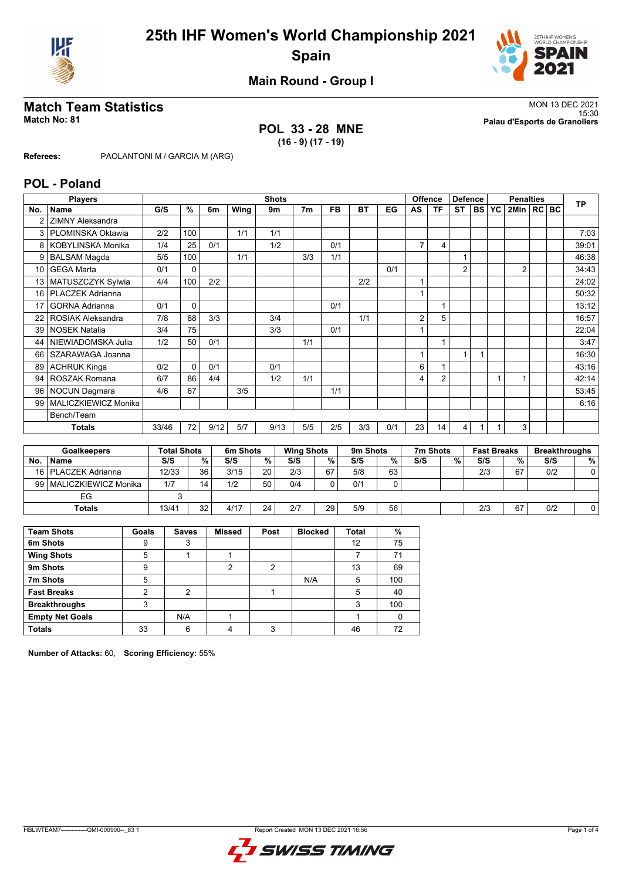# 25th IHF Women's World Championship 2021
## Spain

### Main Round - Group I

## Match Team Statistics

**Match No: 81**

MON 13 DEC 2021
15:30
**Palau d'Esports de Granollers**

**POL 33 - 28 MNE**
**(16 - 9) (17 - 19)**

**Referees:** PAOLANTONI M / GARCIA M (ARG)

## POL - Poland

| Players | | Shots | | | | | | | | | Offence | | Defence | | Penalties | | | | TP |
|---|---|---|---|---|---|---|---|---|---|---|---|---|---|---|---|---|---|---|---|
| No. | Name | G/S | % | 6m | Wing | 9m | 7m | FB | BT | EG | AS | TF | ST | BS | YC | 2Min | RC | BC | |
| 2 | ZIMNY Aleksandra | | | | | | | | | | | | | | | | | | |
| 3 | PLOMINSKA Oktawia | 2/2 | 100 | | 1/1 | 1/1 | | | | | | | | | | | | | 7:03 |
| 8 | KOBYLINSKA Monika | 1/4 | 25 | 0/1 | | 1/2 | | 0/1 | | | 7 | 4 | | | | | | | 39:01 |
| 9 | BALSAM Magda | 5/5 | 100 | | 1/1 | | 3/3 | 1/1 | | | | | 1 | | | | | | 46:38 |
| 10 | GEGA Marta | 0/1 | 0 | | | | | | | 0/1 | | | 2 | | | 2 | | | 34:43 |
| 13 | MATUSZCZYK Sylwia | 4/4 | 100 | 2/2 | | | | | 2/2 | | 1 | | | | | | | | 24:02 |
| 16 | PLACZEK Adrianna | | | | | | | | | | 1 | | | | | | | | 50:32 |
| 17 | GORNA Adrianna | 0/1 | 0 | | | | | 0/1 | | | | 1 | | | | | | | 13:12 |
| 22 | ROSIAK Aleksandra | 7/8 | 88 | 3/3 | | 3/4 | | | 1/1 | | 2 | 5 | | | | | | | 16:57 |
| 39 | NOSEK Natalia | 3/4 | 75 | | | 3/3 | | 0/1 | | | 1 | | | | | | | | 22:04 |
| 44 | NIEWIADOMSKA Julia | 1/2 | 50 | 0/1 | | | 1/1 | | | | | 1 | | | | | | | 3:47 |
| 66 | SZARAWAGA Joanna | | | | | | | | | | 1 | | 1 | 1 | | | | | 16:30 |
| 89 | ACHRUK Kinga | 0/2 | 0 | 0/1 | | 0/1 | | | | | 6 | 1 | | | | | | | 43:16 |
| 94 | ROSZAK Romana | 6/7 | 86 | 4/4 | | 1/2 | 1/1 | | | | 4 | 2 | | | 1 | 1 | | | 42:14 |
| 96 | NOCUN Dagmara | 4/6 | 67 | | 3/5 | | | 1/1 | | | | | | | | | | | 53:45 |
| 99 | MALICZKIEWICZ Monika | | | | | | | | | | | | | | | | | | 6:16 |
| | Bench/Team | | | | | | | | | | | | | | | | | | |
| | **Totals** | 33/46 | 72 | 9/12 | 5/7 | 9/13 | 5/5 | 2/5 | 3/3 | 0/1 | 23 | 14 | 4 | 1 | 1 | 3 | | | |

| Goalkeepers | | Total Shots | | 6m Shots | | Wing Shots | | 9m Shots | | 7m Shots | | Fast Breaks | | Breakthroughs | |
|---|---|---|---|---|---|---|---|---|---|---|---|---|---|---|---|
| No. | Name | S/S | % | S/S | % | S/S | % | S/S | % | S/S | % | S/S | % | S/S | % |
| 16 | PLACZEK Adrianna | 12/33 | 36 | 3/15 | 20 | 2/3 | 67 | 5/8 | 63 | | | 2/3 | 67 | 0/2 | 0 |
| 99 | MALICZKIEWICZ Monika | 1/7 | 14 | 1/2 | 50 | 0/4 | 0 | 0/1 | 0 | | | | | | |
| | EG | 3 | | | | | | | | | | | | | |
| | **Totals** | 13/41 | 32 | 4/17 | 24 | 2/7 | 29 | 5/9 | 56 | | | 2/3 | 67 | 0/2 | 0 |

| Team Shots | Goals | Saves | Missed | Post | Blocked | Total | % |
|---|---|---|---|---|---|---|---|
| 6m Shots | 9 | 3 | | | | 12 | 75 |
| Wing Shots | 5 | 1 | 1 | | | 7 | 71 |
| 9m Shots | 9 | | 2 | 2 | | 13 | 69 |
| 7m Shots | 5 | | | | N/A | 5 | 100 |
| Fast Breaks | 2 | 2 | | 1 | | 5 | 40 |
| Breakthroughs | 3 | | | | | 3 | 100 |
| Empty Net Goals | | N/A | 1 | | | 1 | 0 |
| **Totals** | 33 | 6 | 4 | 3 | | 46 | 72 |

**Number of Attacks:** 60, **Scoring Efficiency:** 55%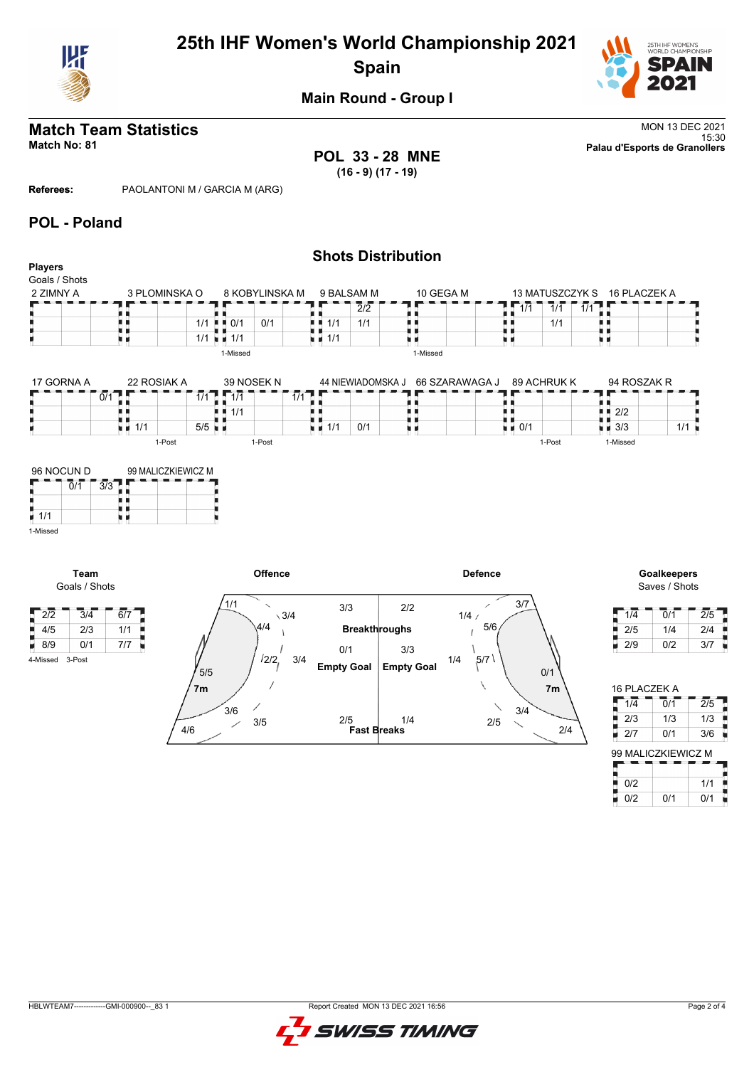# 25th IHF Women's World Championship 2021
## Spain

### Main Round - Group I

## Match Team Statistics

**Match No: 81**

MON 13 DEC 2021
15:30
**Palau d'Esports de Granollers**

**POL 33 - 28 MNE**
**(16 - 9) (17 - 19)**

**Referees:** PAOLANTONI M / GARCIA M (ARG)

## POL - Poland

### Shots Distribution

**Players**
Goals / Shots

**2 ZIMNY A**

| | | |
|---|---|---|
| | | |
| | | |
| | | |

**3 PLOMINSKA O**

| | | |
|---|---|---|
| | | |
| | | 1/1 |
| | | 1/1 |

**8 KOBYLINSKA M**

| | | |
|---|---|---|
| | | |
| 0/1 | 0/1 | |
| 1/1 | | |

1-Missed

**9 BALSAM M**

| | | |
|---|---|---|
| | 2/2 | |
| 1/1 | 1/1 | |
| 1/1 | | |

**10 GEGA M**

| | | |
|---|---|---|
| | | |
| | | |
| | | |

1-Missed

**13 MATUSZCZYK S**

| | | |
|---|---|---|
| 1/1 | 1/1 | 1/1 |
| | 1/1 | |
| | | |

**16 PLACZEK A**

| | | |
|---|---|---|
| | | |
| | | |
| | | |

**17 GORNA A**

| | | |
|---|---|---|
| | | 0/1 |
| | | |
| | | |

**22 ROSIAK A**

| | | |
|---|---|---|
| | | 1/1 |
| | | |
| 1/1 | | 5/5 |

1-Post

**39 NOSEK N**

| | | |
|---|---|---|
| 1/1 | | 1/1 |
| 1/1 | | |
| | | |

1-Post

**44 NIEWIADOMSKA J**

| | | |
|---|---|---|
| | | |
| | | |
| 1/1 | 0/1 | |

**66 SZARAWAGA J**

| | | |
|---|---|---|
| | | |
| | | |
| | | |

**89 ACHRUK K**

| | | |
|---|---|---|
| | | |
| | | |
| 0/1 | | |

1-Post

**94 ROSZAK R**

| | | |
|---|---|---|
| | | |
| 2/2 | | |
| 3/3 | | 1/1 |

1-Missed

**96 NOCUN D**

| | | |
|---|---|---|
| | 0/1 | 3/3 |
| | | |
| 1/1 | | |

1-Missed

**99 MALICZKIEWICZ M**

| | | |
|---|---|---|
| | | |
| | | |
| | | |

**Team**
Goals / Shots

| | | |
|---|---|---|
| 2/2 | 3/4 | 6/7 |
| 4/5 | 2/3 | 1/1 |
| 8/9 | 0/1 | 7/7 |

4-Missed 3-Post

**Offence**

| Position | Goals / Shots |
|---|---|
| Left wing | 1/1 |
| Left 9m | 3/4 |
| Left back | 4/4 |
| Centre 9m | 2/2 |
| Centre back | 3/4 |
| 7m | 5/5 |
| Right back | 3/6 |
| Right 9m | 3/5 |
| Right wing | 4/6 |
| Breakthroughs | 3/3 |
| Empty Goal | 0/1 |
| Fast Breaks | 2/5 |

**Defence**

| Position | Goals / Shots |
|---|---|
| Breakthroughs | 2/2 |
| Empty Goal | 3/3 |
| Fast Breaks | 1/4 |
| | 3/7 |
| | 1/4 |
| | 5/6 |
| | 1/4 |
| | 5/7 |
| 7m | 0/1 |
| | 3/4 |
| | 2/5 |
| | 2/4 |

**Goalkeepers**
Saves / Shots

| | | |
|---|---|---|
| 1/4 | 0/1 | 2/5 |
| 2/5 | 1/4 | 2/4 |
| 2/9 | 0/2 | 3/7 |

**16 PLACZEK A**

| | | |
|---|---|---|
| 1/4 | 0/1 | 2/5 |
| 2/3 | 1/3 | 1/3 |
| 2/7 | 0/1 | 3/6 |

**99 MALICZKIEWICZ M**

| | | |
|---|---|---|
| | | |
| 0/2 | | 1/1 |
| 0/2 | 0/1 | 0/1 |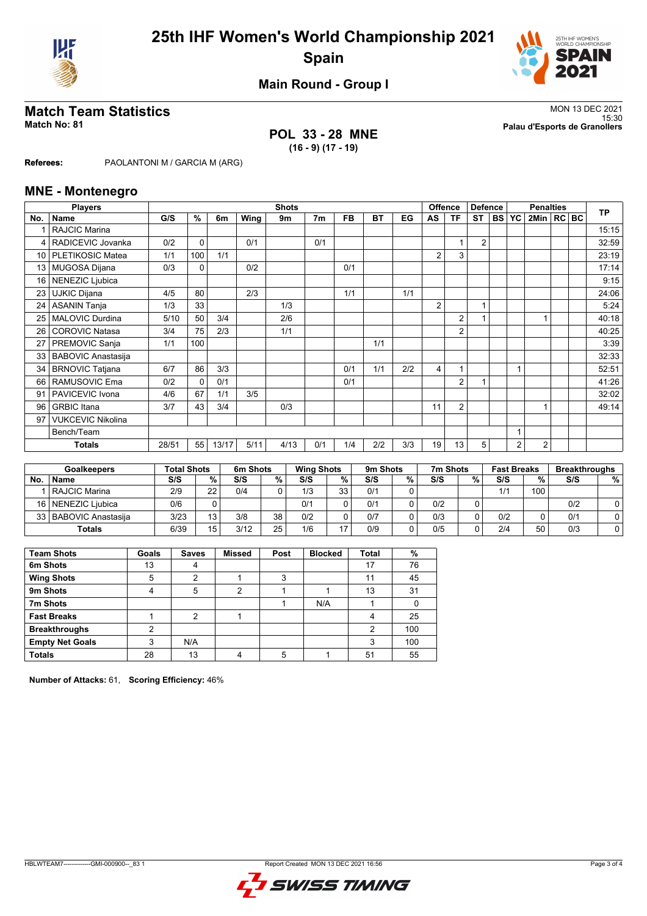# 25th IHF Women's World Championship 2021
## Spain

### Main Round - Group I

## Match Team Statistics

**Match No: 81**

MON 13 DEC 2021
15:30
**Palau d'Esports de Granollers**

**POL 33 - 28 MNE**
**(16 - 9) (17 - 19)**

**Referees:** PAOLANTONI M / GARCIA M (ARG)

## MNE - Montenegro

| Players | | Shots | | | | | | | | | Offence | | Defence | | Penalties | | | | TP |
|---|---|---|---|---|---|---|---|---|---|---|---|---|---|---|---|---|---|---|---|
| No. | Name | G/S | % | 6m | Wing | 9m | 7m | FB | BT | EG | AS | TF | ST | BS | YC | 2Min | RC | BC | |
| 1 | RAJCIC Marina | | | | | | | | | | | | | | | | | | 15:15 |
| 4 | RADICEVIC Jovanka | 0/2 | 0 | | 0/1 | | 0/1 | | | | | 1 | 2 | | | | | | 32:59 |
| 10 | PLETIKOSIC Matea | 1/1 | 100 | 1/1 | | | | | | | 2 | 3 | | | | | | | 23:19 |
| 13 | MUGOSA Dijana | 0/3 | 0 | | 0/2 | | | 0/1 | | | | | | | | | | | 17:14 |
| 16 | NENEZIC Ljubica | | | | | | | | | | | | | | | | | | 9:15 |
| 23 | UJKIC Dijana | 4/5 | 80 | | 2/3 | | | 1/1 | | 1/1 | | | | | | | | | 24:06 |
| 24 | ASANIN Tanja | 1/3 | 33 | | | 1/3 | | | | | 2 | | 1 | | | | | | 5:24 |
| 25 | MALOVIC Durdina | 5/10 | 50 | 3/4 | | 2/6 | | | | | | 2 | 1 | | | 1 | | | 40:18 |
| 26 | COROVIC Natasa | 3/4 | 75 | 2/3 | | 1/1 | | | | | | 2 | | | | | | | 40:25 |
| 27 | PREMOVIC Sanja | 1/1 | 100 | | | | | | 1/1 | | | | | | | | | | 3:39 |
| 33 | BABOVIC Anastasija | | | | | | | | | | | | | | | | | | 32:33 |
| 34 | BRNOVIC Tatjana | 6/7 | 86 | 3/3 | | | | 0/1 | 1/1 | 2/2 | 4 | 1 | | | 1 | | | | 52:51 |
| 66 | RAMUSOVIC Ema | 0/2 | 0 | 0/1 | | | | 0/1 | | | | 2 | 1 | | | | | | 41:26 |
| 91 | PAVICEVIC Ivona | 4/6 | 67 | 1/1 | 3/5 | | | | | | | | | | | | | | 32:02 |
| 96 | GRBIC Itana | 3/7 | 43 | 3/4 | | 0/3 | | | | | 11 | 2 | | | | 1 | | | 49:14 |
| 97 | VUKCEVIC Nikolina | | | | | | | | | | | | | | | | | | |
| | Bench/Team | | | | | | | | | | | | | | 1 | | | | |
| | **Totals** | 28/51 | 55 | 13/17 | 5/11 | 4/13 | 0/1 | 1/4 | 2/2 | 3/3 | 19 | 13 | 5 | | 2 | 2 | | | |

| Goalkeepers | | Total Shots | | 6m Shots | | Wing Shots | | 9m Shots | | 7m Shots | | Fast Breaks | | Breakthroughs | |
|---|---|---|---|---|---|---|---|---|---|---|---|---|---|---|---|
| No. | Name | S/S | % | S/S | % | S/S | % | S/S | % | S/S | % | S/S | % | S/S | % |
| 1 | RAJCIC Marina | 2/9 | 22 | 0/4 | 0 | 1/3 | 33 | 0/1 | 0 | | | 1/1 | 100 | | |
| 16 | NENEZIC Ljubica | 0/6 | 0 | | | 0/1 | 0 | 0/1 | 0 | 0/2 | 0 | | | 0/2 | 0 |
| 33 | BABOVIC Anastasija | 3/23 | 13 | 3/8 | 38 | 0/2 | 0 | 0/7 | 0 | 0/3 | 0 | 0/2 | 0 | 0/1 | 0 |
| | **Totals** | 6/39 | 15 | 3/12 | 25 | 1/6 | 17 | 0/9 | 0 | 0/5 | 0 | 2/4 | 50 | 0/3 | 0 |

| Team Shots | Goals | Saves | Missed | Post | Blocked | Total | % |
|---|---|---|---|---|---|---|---|
| **6m Shots** | 13 | 4 | | | | 17 | 76 |
| **Wing Shots** | 5 | 2 | 1 | 3 | | 11 | 45 |
| **9m Shots** | 4 | 5 | 2 | 1 | 1 | 13 | 31 |
| **7m Shots** | | | | 1 | N/A | 1 | 0 |
| **Fast Breaks** | 1 | 2 | 1 | | | 4 | 25 |
| **Breakthroughs** | 2 | | | | | 2 | 100 |
| **Empty Net Goals** | 3 | N/A | | | | 3 | 100 |
| **Totals** | 28 | 13 | 4 | 5 | 1 | 51 | 55 |

**Number of Attacks:** 61, **Scoring Efficiency:** 46%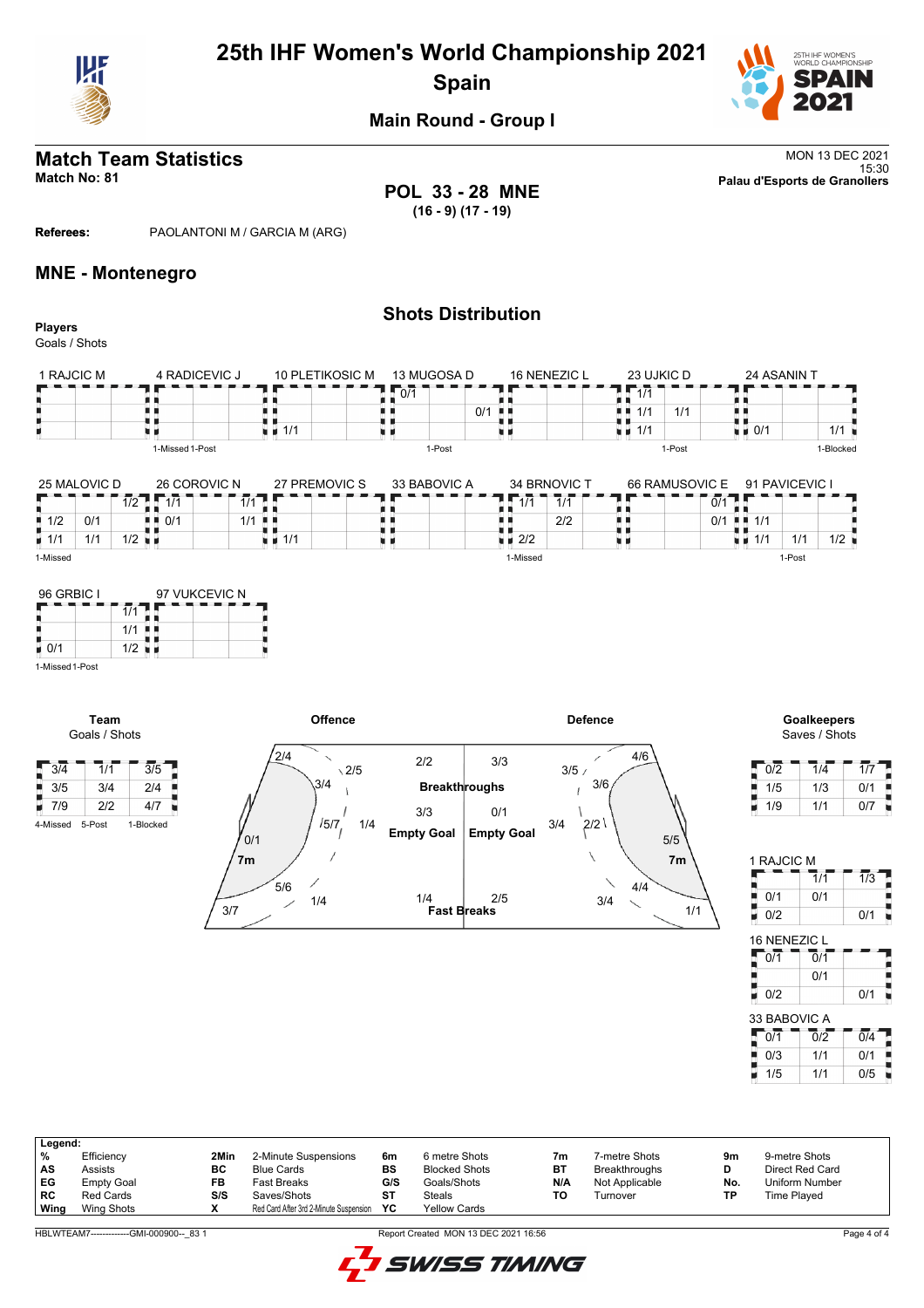# 25th IHF Women's World Championship 2021

## Spain

### Main Round - Group I

## Match Team Statistics

**Match No: 81**

MON 13 DEC 2021
15:30
**Palau d'Esports de Granollers**

**POL 33 - 28 MNE**
**(16 - 9) (17 - 19)**

**Referees:** PAOLANTONI M / GARCIA M (ARG)

## MNE - Montenegro

### Shots Distribution

**Players**
Goals / Shots

1 RAJCIC M

4 RADICEVIC J
1-Missed 1-Post

10 PLETIKOSIC M
1/1

13 MUGOSA D
0/1
0/1
1-Post

16 NENEZIC L

23 UJKIC D
1/1
1/1 1/1
1/1
1-Post

24 ASANIN T
0/1 1/1
1-Blocked

25 MALOVIC D
1/2
1/2 0/1
1/1 1/1 1/2
1-Missed

26 COROVIC N
1/1 1/1
0/1 1/1

27 PREMOVIC S
1/1

33 BABOVIC A

34 BRNOVIC T
1/1 1/1
2/2
2/2
1-Missed

66 RAMUSOVIC E
0/1
0/1

91 PAVICEVIC I
1/1
1/1 1/1 1/2
1-Post

96 GRBIC I
1/1
1/1
0/1 1/2
1-Missed 1-Post

97 VUKCEVIC N

**Team**
Goals / Shots

| | | |
|---|---|---|
| 3/4 | 1/1 | 3/5 |
| 3/5 | 3/4 | 2/4 |
| 7/9 | 2/2 | 4/7 |

4-Missed 5-Post 1-Blocked

**Offence**

2/4
2/5
3/4
1/4
5/7
0/1
7m
5/6
1/4
3/7

2/2 3/3
Breakthroughs
3/3 0/1
Empty Goal Empty Goal
1/4 2/5
Fast Breaks

**Defence**

4/6
3/5
3/6
3/4
2/2
5/5
7m
4/4
3/4
1/1

**Goalkeepers**
Saves / Shots

| | | |
|---|---|---|
| 0/2 | 1/4 | 1/7 |
| 1/5 | 1/3 | 0/1 |
| 1/9 | 1/1 | 0/7 |

1 RAJCIC M

| | | |
|---|---|---|
| | 1/1 | 1/3 |
| 0/1 | 0/1 | |
| 0/2 | | 0/1 |

16 NENEZIC L

| | | |
|---|---|---|
| 0/1 | 0/1 | |
| | 0/1 | |
| 0/2 | | 0/1 |

33 BABOVIC A

| | | |
|---|---|---|
| 0/1 | 0/2 | 0/4 |
| 0/3 | 1/1 | 0/1 |
| 1/5 | 1/1 | 0/5 |

| Legend: | | | | | | | | | |
|---|---|---|---|---|---|---|---|---|---|
| % | Efficiency | 2Min | 2-Minute Suspensions | 6m | 6 metre Shots | 7m | 7-metre Shots | 9m | 9-metre Shots |
| AS | Assists | BC | Blue Cards | BS | Blocked Shots | BT | Breakthroughs | D | Direct Red Card |
| EG | Empty Goal | FB | Fast Breaks | G/S | Goals/Shots | N/A | Not Applicable | No. | Uniform Number |
| RC | Red Cards | S/S | Saves/Shots | ST | Steals | TO | Turnover | TP | Time Played |
| Wing | Wing Shots | X | Red Card After 3rd 2-Minute Suspension | YC | Yellow Cards | | | | |

HBLWTEAM7--------------GMI-000900--_83 1 Report Created MON 13 DEC 2021 16:56